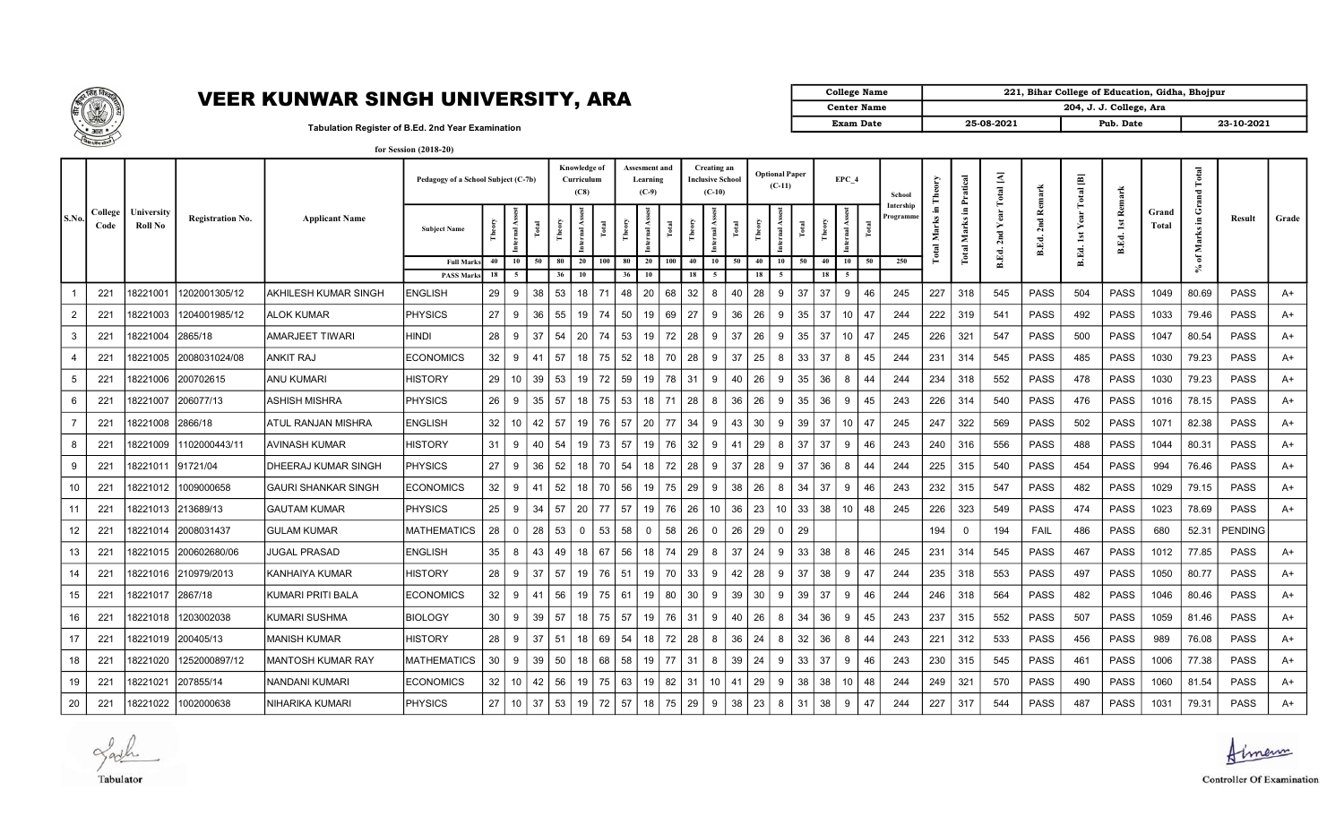# VEER KUNWAR SINGH UNIVERSITY, ARA

Tabulation Register of B.Ed. 2nd Year Examination

for Session (2018-20)

| College Name | 221, Bihar College of Education, Gidha, Bhojpur | | |
|---|---|---|---|
| Center Name | 204, J. J. College, Ara | | |
| Exam Date | 25-08-2021 | Pub. Date | 23-10-2021 |

| S.No. | College Code | University Roll No | Registration No. | Applicant Name | Pedagogy of a School Subject (C-7b) | | | | Knowledge of Curriculum (C8) | | | Assesment and Learning (C-9) | | | Creating an Inclusive School (C-10) | | | Optional Paper (C-11) | | | EPC_4 | | | School Intership Programme | Total Marks in Theory | Total Marks in Pratical | B.Ed. 2nd Year Total [A] | B.Ed. 2nd Remark | B.Ed. 1st Year Total [B] | B.Ed. 1st Remark | Grand Total | % of Marks in Grand Total | Result | Grade |
|---|---|---|---|---|---|---|---|---|---|---|---|---|---|---|---|---|---|---|---|---|---|---|---|---|---|---|---|---|---|---|---|---|---|---|
| | | | | | Subject Name | Theory | Internal Assest | Total | Theory | Internal Assest | Total | Theory | Internal Assest | Total | Theory | Internal Assest | Total | Theory | Internal Assest | Total | Theory | Internal Assest | Total | | | | | | | | | | | |
| | | | | | Full Marks | 40 | 10 | 50 | 80 | 20 | 100 | 80 | 20 | 100 | 40 | 10 | 50 | 40 | 10 | 50 | 40 | 10 | 50 | 250 | | | | | | | | | | |
| | | | | | PASS Marks | 18 | 5 | | 36 | 10 | | 36 | 10 | | 18 | 5 | | 18 | 5 | | 18 | 5 | | | | | | | | | | | | |
| 1 | 221 | 18221001 | 1202001305/12 | AKHILESH KUMAR SINGH | ENGLISH | 29 | 9 | 38 | 53 | 18 | 71 | 48 | 20 | 68 | 32 | 8 | 40 | 28 | 9 | 37 | 37 | 9 | 46 | 245 | 227 | 318 | 545 | PASS | 504 | PASS | 1049 | 80.69 | PASS | A+ |
| 2 | 221 | 18221003 | 1204001985/12 | ALOK KUMAR | PHYSICS | 27 | 9 | 36 | 55 | 19 | 74 | 50 | 19 | 69 | 27 | 9 | 36 | 26 | 9 | 35 | 37 | 10 | 47 | 244 | 222 | 319 | 541 | PASS | 492 | PASS | 1033 | 79.46 | PASS | A+ |
| 3 | 221 | 18221004 | 2865/18 | AMARJEET TIWARI | HINDI | 28 | 9 | 37 | 54 | 20 | 74 | 53 | 19 | 72 | 28 | 9 | 37 | 26 | 9 | 35 | 37 | 10 | 47 | 245 | 226 | 321 | 547 | PASS | 500 | PASS | 1047 | 80.54 | PASS | A+ |
| 4 | 221 | 18221005 | 2008031024/08 | ANKIT RAJ | ECONOMICS | 32 | 9 | 41 | 57 | 18 | 75 | 52 | 18 | 70 | 28 | 9 | 37 | 25 | 8 | 33 | 37 | 8 | 45 | 244 | 231 | 314 | 545 | PASS | 485 | PASS | 1030 | 79.23 | PASS | A+ |
| 5 | 221 | 18221006 | 200702615 | ANU KUMARI | HISTORY | 29 | 10 | 39 | 53 | 19 | 72 | 59 | 19 | 78 | 31 | 9 | 40 | 26 | 9 | 35 | 36 | 8 | 44 | 244 | 234 | 318 | 552 | PASS | 478 | PASS | 1030 | 79.23 | PASS | A+ |
| 6 | 221 | 18221007 | 206077/13 | ASHISH MISHRA | PHYSICS | 26 | 9 | 35 | 57 | 18 | 75 | 53 | 18 | 71 | 28 | 8 | 36 | 26 | 9 | 35 | 36 | 9 | 45 | 243 | 226 | 314 | 540 | PASS | 476 | PASS | 1016 | 78.15 | PASS | A+ |
| 7 | 221 | 18221008 | 2866/18 | ATUL RANJAN MISHRA | ENGLISH | 32 | 10 | 42 | 57 | 19 | 76 | 57 | 20 | 77 | 34 | 9 | 43 | 30 | 9 | 39 | 37 | 10 | 47 | 245 | 247 | 322 | 569 | PASS | 502 | PASS | 1071 | 82.38 | PASS | A+ |
| 8 | 221 | 18221009 | 1102000443/11 | AVINASH KUMAR | HISTORY | 31 | 9 | 40 | 54 | 19 | 73 | 57 | 19 | 76 | 32 | 9 | 41 | 29 | 8 | 37 | 37 | 9 | 46 | 243 | 240 | 316 | 556 | PASS | 488 | PASS | 1044 | 80.31 | PASS | A+ |
| 9 | 221 | 18221011 | 91721/04 | DHEERAJ KUMAR SINGH | PHYSICS | 27 | 9 | 36 | 52 | 18 | 70 | 54 | 18 | 72 | 28 | 9 | 37 | 28 | 9 | 37 | 36 | 8 | 44 | 244 | 225 | 315 | 540 | PASS | 454 | PASS | 994 | 76.46 | PASS | A+ |
| 10 | 221 | 18221012 | 1009000658 | GAURI SHANKAR SINGH | ECONOMICS | 32 | 9 | 41 | 52 | 18 | 70 | 56 | 19 | 75 | 29 | 9 | 38 | 26 | 8 | 34 | 37 | 9 | 46 | 243 | 232 | 315 | 547 | PASS | 482 | PASS | 1029 | 79.15 | PASS | A+ |
| 11 | 221 | 18221013 | 213689/13 | GAUTAM KUMAR | PHYSICS | 25 | 9 | 34 | 57 | 20 | 77 | 57 | 19 | 76 | 26 | 10 | 36 | 23 | 10 | 33 | 38 | 10 | 48 | 245 | 226 | 323 | 549 | PASS | 474 | PASS | 1023 | 78.69 | PASS | A+ |
| 12 | 221 | 18221014 | 2008031437 | GULAM KUMAR | MATHEMATICS | 28 | 0 | 28 | 53 | 0 | 53 | 58 | 0 | 58 | 26 | 0 | 26 | 29 | 0 | 29 | | | | | 194 | 0 | 194 | FAIL | 486 | PASS | 680 | 52.31 | PENDING | |
| 13 | 221 | 18221015 | 200602680/06 | JUGAL PRASAD | ENGLISH | 35 | 8 | 43 | 49 | 18 | 67 | 56 | 18 | 74 | 29 | 8 | 37 | 24 | 9 | 33 | 38 | 8 | 46 | 245 | 231 | 314 | 545 | PASS | 467 | PASS | 1012 | 77.85 | PASS | A+ |
| 14 | 221 | 18221016 | 210979/2013 | KANHAIYA KUMAR | HISTORY | 28 | 9 | 37 | 57 | 19 | 76 | 51 | 19 | 70 | 33 | 9 | 42 | 28 | 9 | 37 | 38 | 9 | 47 | 244 | 235 | 318 | 553 | PASS | 497 | PASS | 1050 | 80.77 | PASS | A+ |
| 15 | 221 | 18221017 | 2867/18 | KUMARI PRITI BALA | ECONOMICS | 32 | 9 | 41 | 56 | 19 | 75 | 61 | 19 | 80 | 30 | 9 | 39 | 30 | 9 | 39 | 37 | 9 | 46 | 244 | 246 | 318 | 564 | PASS | 482 | PASS | 1046 | 80.46 | PASS | A+ |
| 16 | 221 | 18221018 | 1203002038 | KUMARI SUSHMA | BIOLOGY | 30 | 9 | 39 | 57 | 18 | 75 | 57 | 19 | 76 | 31 | 9 | 40 | 26 | 8 | 34 | 36 | 9 | 45 | 243 | 237 | 315 | 552 | PASS | 507 | PASS | 1059 | 81.46 | PASS | A+ |
| 17 | 221 | 18221019 | 200405/13 | MANISH KUMAR | HISTORY | 28 | 9 | 37 | 51 | 18 | 69 | 54 | 18 | 72 | 28 | 8 | 36 | 24 | 8 | 32 | 36 | 8 | 44 | 243 | 221 | 312 | 533 | PASS | 456 | PASS | 989 | 76.08 | PASS | A+ |
| 18 | 221 | 18221020 | 1252000897/12 | MANTOSH KUMAR RAY | MATHEMATICS | 30 | 9 | 39 | 50 | 18 | 68 | 58 | 19 | 77 | 31 | 8 | 39 | 24 | 9 | 33 | 37 | 9 | 46 | 243 | 230 | 315 | 545 | PASS | 461 | PASS | 1006 | 77.38 | PASS | A+ |
| 19 | 221 | 18221021 | 207855/14 | NANDANI KUMARI | ECONOMICS | 32 | 10 | 42 | 56 | 19 | 75 | 63 | 19 | 82 | 31 | 10 | 41 | 29 | 9 | 38 | 38 | 10 | 48 | 244 | 249 | 321 | 570 | PASS | 490 | PASS | 1060 | 81.54 | PASS | A+ |
| 20 | 221 | 18221022 | 1002000638 | NIHARIKA KUMARI | PHYSICS | 27 | 10 | 37 | 53 | 19 | 72 | 57 | 18 | 75 | 29 | 9 | 38 | 23 | 8 | 31 | 38 | 9 | 47 | 244 | 227 | 317 | 544 | PASS | 487 | PASS | 1031 | 79.31 | PASS | A+ |

Tabulator

Controller Of Examination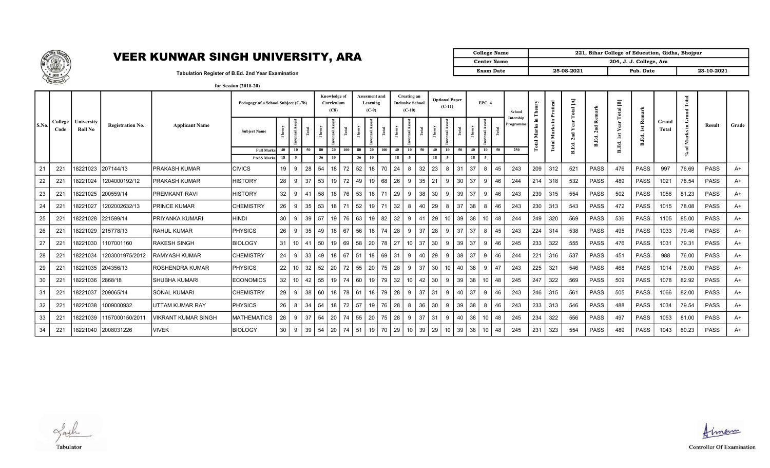# VEER KUNWAR SINGH UNIVERSITY, ARA

**Tabulation Register of B.Ed. 2nd Year Examination**

**for Session (2018-20)**

| College Name | 221, Bihar College of Education, Gidha, Bhojpur | | |
|---|---|---|---|
| Center Name | 204, J. J. College, Ara | | |
| Exam Date | 25-08-2021 | Pub. Date | 23-10-2021 |

| S.No. | College Code | University Roll No | Registration No. | Applicant Name | Pedagogy of a School Subject (C-7b) | | | | Knowledge of Curriculum (C8) | | | Assesment and Learning (C-9) | | | Creating an Inclusive School (C-10) | | | Optional Paper (C-11) | | | EPC_4 | | | School Intership Programme | Total Marks in Theory | Total Marks in Pratical | B.Ed. 2nd Year Total [A] | B.Ed. 2nd Remark | B.Ed. 1st Year Total [B] | B.Ed. 1st Remark | Grand Total | % of Marks in Grand Total | Result | Grade |
|---|---|---|---|---|---|---|---|---|---|---|---|---|---|---|---|---|---|---|---|---|---|---|---|---|---|---|---|---|---|---|---|---|---|---|
| | | | | | Subject Name | Theory | Internal Assest | Total | Theory | Internal Assest | Total | Theory | Internal Assest | Total | Theory | Internal Assest | Total | Theory | Internal Assest | Total | Theory | Internal Assest | Total | | | | | | | | | | | |
| | | | | | Full Marks | 40 | 10 | 50 | 80 | 20 | 100 | 80 | 20 | 100 | 40 | 10 | 50 | 40 | 10 | 50 | 40 | 10 | 50 | 250 | | | | | | | | | | |
| | | | | | PASS Marks | 18 | 5 | | 36 | 10 | | 36 | 10 | | 18 | 5 | | 18 | 5 | | 18 | 5 | | | | | | | | | | | | |
| 21 | 221 | 18221023 | 207144/13 | PRAKASH KUMAR | CIVICS | 19 | 9 | 28 | 54 | 18 | 72 | 52 | 18 | 70 | 24 | 8 | 32 | 23 | 8 | 31 | 37 | 8 | 45 | 243 | 209 | 312 | 521 | PASS | 476 | PASS | 997 | 76.69 | PASS | A+ |
| 22 | 221 | 18221024 | 1204000192/12 | PRAKASH KUMAR | HISTORY | 28 | 9 | 37 | 53 | 19 | 72 | 49 | 19 | 68 | 26 | 9 | 35 | 21 | 9 | 30 | 37 | 9 | 46 | 244 | 214 | 318 | 532 | PASS | 489 | PASS | 1021 | 78.54 | PASS | A+ |
| 23 | 221 | 18221025 | 200559/14 | PREMKANT RAVI | HISTORY | 32 | 9 | 41 | 58 | 18 | 76 | 53 | 18 | 71 | 29 | 9 | 38 | 30 | 9 | 39 | 37 | 9 | 46 | 243 | 239 | 315 | 554 | PASS | 502 | PASS | 1056 | 81.23 | PASS | A+ |
| 24 | 221 | 18221027 | 1202002632/13 | PRINCE KUMAR | CHEMISTRY | 26 | 9 | 35 | 53 | 18 | 71 | 52 | 19 | 71 | 32 | 8 | 40 | 29 | 8 | 37 | 38 | 8 | 46 | 243 | 230 | 313 | 543 | PASS | 472 | PASS | 1015 | 78.08 | PASS | A+ |
| 25 | 221 | 18221028 | 221599/14 | PRIYANKA KUMARI | HINDI | 30 | 9 | 39 | 57 | 19 | 76 | 63 | 19 | 82 | 32 | 9 | 41 | 29 | 10 | 39 | 38 | 10 | 48 | 244 | 249 | 320 | 569 | PASS | 536 | PASS | 1105 | 85.00 | PASS | A+ |
| 26 | 221 | 18221029 | 215778/13 | RAHUL KUMAR | PHYSICS | 26 | 9 | 35 | 49 | 18 | 67 | 56 | 18 | 74 | 28 | 9 | 37 | 28 | 9 | 37 | 37 | 8 | 45 | 243 | 224 | 314 | 538 | PASS | 495 | PASS | 1033 | 79.46 | PASS | A+ |
| 27 | 221 | 18221030 | 1107001160 | RAKESH SINGH | BIOLOGY | 31 | 10 | 41 | 50 | 19 | 69 | 58 | 20 | 78 | 27 | 10 | 37 | 30 | 9 | 39 | 37 | 9 | 46 | 245 | 233 | 322 | 555 | PASS | 476 | PASS | 1031 | 79.31 | PASS | A+ |
| 28 | 221 | 18221034 | 1203001975/2012 | RAMYASH KUMAR | CHEMISTRY | 24 | 9 | 33 | 49 | 18 | 67 | 51 | 18 | 69 | 31 | 9 | 40 | 29 | 9 | 38 | 37 | 9 | 46 | 244 | 221 | 316 | 537 | PASS | 451 | PASS | 988 | 76.00 | PASS | A+ |
| 29 | 221 | 18221035 | 204356/13 | ROSHENDRA KUMAR | PHYSICS | 22 | 10 | 32 | 52 | 20 | 72 | 55 | 20 | 75 | 28 | 9 | 37 | 30 | 10 | 40 | 38 | 9 | 47 | 243 | 225 | 321 | 546 | PASS | 468 | PASS | 1014 | 78.00 | PASS | A+ |
| 30 | 221 | 18221036 | 2868/18 | SHUBHA KUMARI | ECONOMICS | 32 | 10 | 42 | 55 | 19 | 74 | 60 | 19 | 79 | 32 | 10 | 42 | 30 | 9 | 39 | 38 | 10 | 48 | 245 | 247 | 322 | 569 | PASS | 509 | PASS | 1078 | 82.92 | PASS | A+ |
| 31 | 221 | 18221037 | 209065/14 | SONAL KUMARI | CHEMISTRY | 29 | 9 | 38 | 60 | 18 | 78 | 61 | 18 | 79 | 28 | 9 | 37 | 31 | 9 | 40 | 37 | 9 | 46 | 243 | 246 | 315 | 561 | PASS | 505 | PASS | 1066 | 82.00 | PASS | A+ |
| 32 | 221 | 18221038 | 1009000932 | UTTAM KUMAR RAY | PHYSICS | 26 | 8 | 34 | 54 | 18 | 72 | 57 | 19 | 76 | 28 | 8 | 36 | 30 | 9 | 39 | 38 | 8 | 46 | 243 | 233 | 313 | 546 | PASS | 488 | PASS | 1034 | 79.54 | PASS | A+ |
| 33 | 221 | 18221039 | 1157000150/2011 | VIKRANT KUMAR SINGH | MATHEMATICS | 28 | 9 | 37 | 54 | 20 | 74 | 55 | 20 | 75 | 28 | 9 | 37 | 31 | 9 | 40 | 38 | 10 | 48 | 245 | 234 | 322 | 556 | PASS | 497 | PASS | 1053 | 81.00 | PASS | A+ |
| 34 | 221 | 18221040 | 2008031226 | VIVEK | BIOLOGY | 30 | 9 | 39 | 54 | 20 | 74 | 51 | 19 | 70 | 29 | 10 | 39 | 29 | 10 | 39 | 38 | 10 | 48 | 245 | 231 | 323 | 554 | PASS | 489 | PASS | 1043 | 80.23 | PASS | A+ |

Tabulator

Controller Of Examination